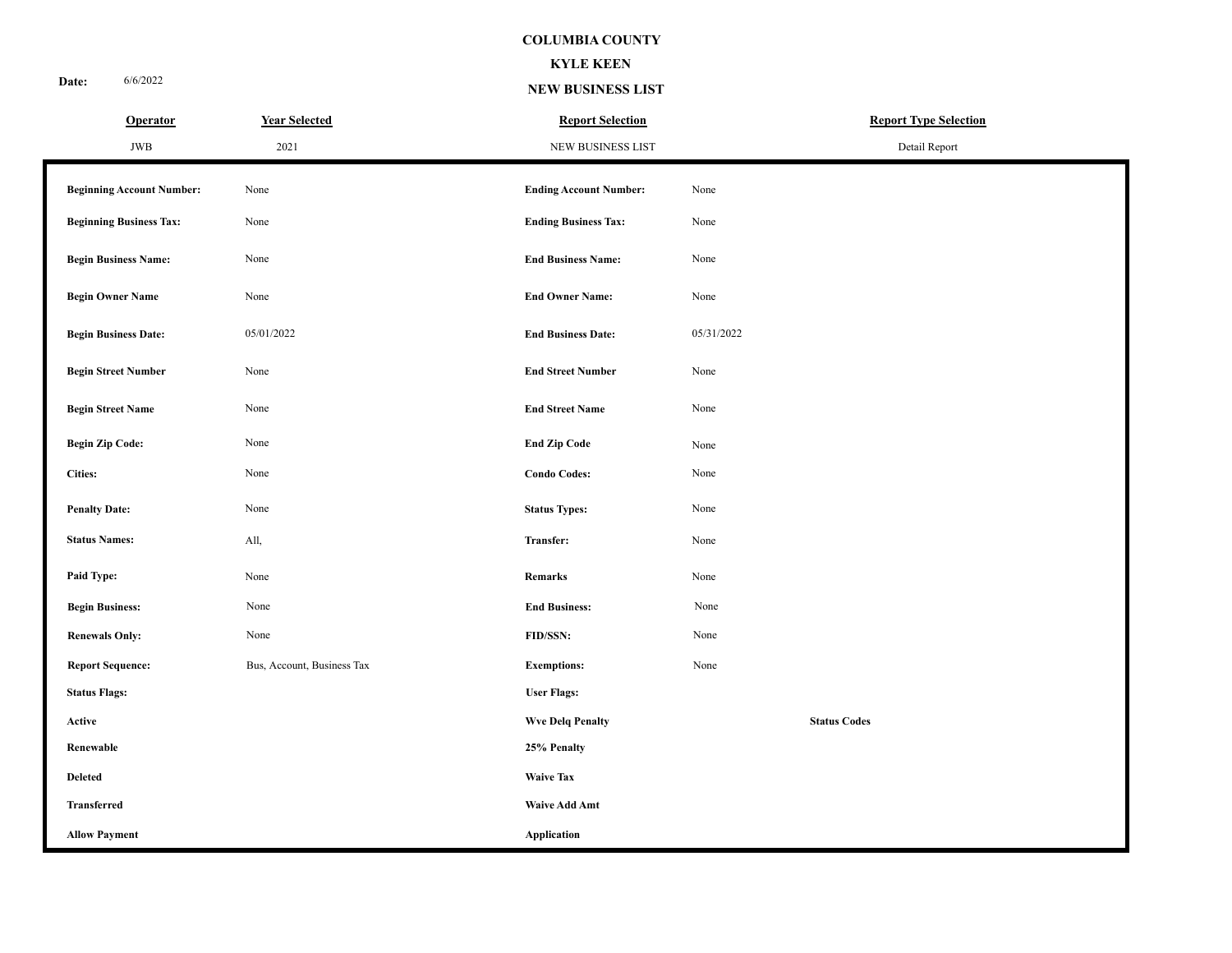# COLUMBIA COUNTY

## KYLE KEEN

## NEW BUSINESS LIST

**Date:** 6/6/2022

| Operator | Year Selected | Report Selection | Report Type Selection |
|---|---|---|---|
| JWB | 2021 | NEW BUSINESS LIST | Detail Report |

| | | | |
|---|---|---|---|
| **Beginning Account Number:** | None | **Ending Account Number:** | None |
| **Beginning Business Tax:** | None | **Ending Business Tax:** | None |
| **Begin Business Name:** | None | **End Business Name:** | None |
| **Begin Owner Name** | None | **End Owner Name:** | None |
| **Begin Business Date:** | 05/01/2022 | **End Business Date:** | 05/31/2022 |
| **Begin Street Number** | None | **End Street Number** | None |
| **Begin Street Name** | None | **End Street Name** | None |
| **Begin Zip Code:** | None | **End Zip Code** | None |
| **Cities:** | None | **Condo Codes:** | None |
| **Penalty Date:** | None | **Status Types:** | None |
| **Status Names:** | All, | **Transfer:** | None |
| **Paid Type:** | None | **Remarks** | None |
| **Begin Business:** | None | **End Business:** | None |
| **Renewals Only:** | None | **FID/SSN:** | None |
| **Report Sequence:** | Bus, Account, Business Tax | **Exemptions:** | None |

| Status Flags: | User Flags: | |
|---|---|---|
| **Active** | **Wve Delq Penalty** | **Status Codes** |
| **Renewable** | **25% Penalty** | |
| **Deleted** | **Waive Tax** | |
| **Transferred** | **Waive Add Amt** | |
| **Allow Payment** | **Application** | |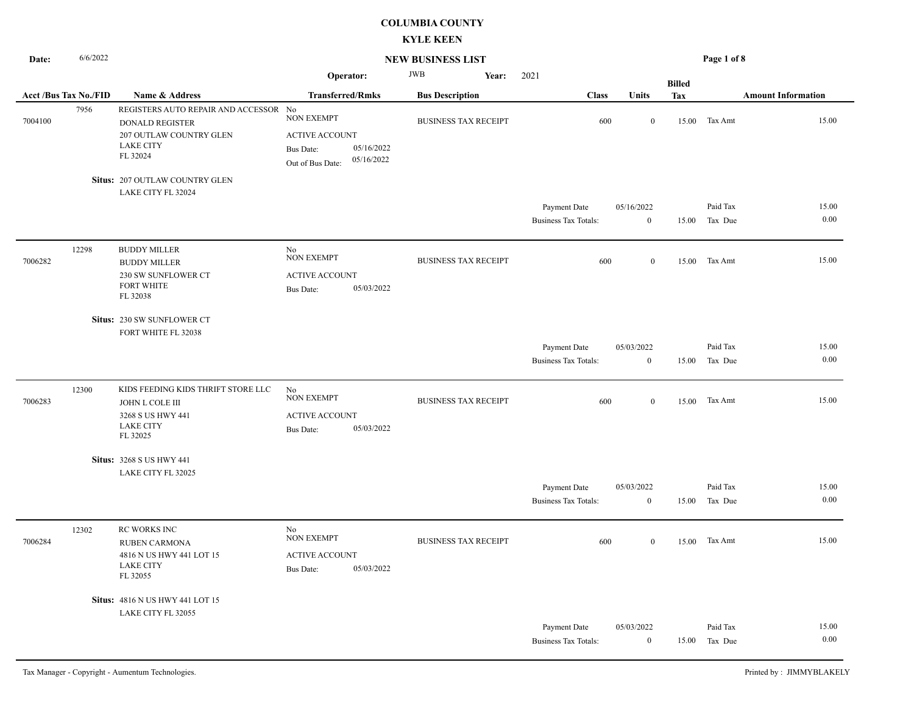# COLUMBIA COUNTY

## KYLE KEEN

**Date:** 6/6/2022

## NEW BUSINESS LIST

**Operator:** JWB **Year:** 2021

| Acct /Bus Tax No./FID | Name & Address | Transferred/Rmks | Bus Description | Class | Units | Billed Tax | Amount Information | |
|---|---|---|---|---|---|---|---|---|
| 7004100 / 7956 | REGISTERS AUTO REPAIR AND ACCESSOR<br>DONALD REGISTER<br>207 OUTLAW COUNTRY GLEN<br>LAKE CITY<br>FL 32024 | No<br>NON EXEMPT<br>ACTIVE ACCOUNT<br>Bus Date: 05/16/2022<br>Out of Bus Date: 05/16/2022 | BUSINESS TAX RECEIPT | 600 | 0 | 15.00 | Tax Amt | 15.00 |
| | **Situs:** 207 OUTLAW COUNTRY GLEN<br>LAKE CITY FL 32024 | | | | | | | |
| | | | | Payment Date | 05/16/2022 | | Paid Tax | 15.00 |
| | | | | Business Tax Totals: | 0 | 15.00 | Tax Due | 0.00 |
| 7006282 / 12298 | BUDDY MILLER<br>BUDDY MILLER<br>230 SW SUNFLOWER CT<br>FORT WHITE<br>FL 32038 | No<br>NON EXEMPT<br>ACTIVE ACCOUNT<br>Bus Date: 05/03/2022 | BUSINESS TAX RECEIPT | 600 | 0 | 15.00 | Tax Amt | 15.00 |
| | **Situs:** 230 SW SUNFLOWER CT<br>FORT WHITE FL 32038 | | | | | | | |
| | | | | Payment Date | 05/03/2022 | | Paid Tax | 15.00 |
| | | | | Business Tax Totals: | 0 | 15.00 | Tax Due | 0.00 |
| 7006283 / 12300 | KIDS FEEDING KIDS THRIFT STORE LLC<br>JOHN L COLE III<br>3268 S US HWY 441<br>LAKE CITY<br>FL 32025 | No<br>NON EXEMPT<br>ACTIVE ACCOUNT<br>Bus Date: 05/03/2022 | BUSINESS TAX RECEIPT | 600 | 0 | 15.00 | Tax Amt | 15.00 |
| | **Situs:** 3268 S US HWY 441<br>LAKE CITY FL 32025 | | | | | | | |
| | | | | Payment Date | 05/03/2022 | | Paid Tax | 15.00 |
| | | | | Business Tax Totals: | 0 | 15.00 | Tax Due | 0.00 |
| 7006284 / 12302 | RC WORKS INC<br>RUBEN CARMONA<br>4816 N US HWY 441 LOT 15<br>LAKE CITY<br>FL 32055 | No<br>NON EXEMPT<br>ACTIVE ACCOUNT<br>Bus Date: 05/03/2022 | BUSINESS TAX RECEIPT | 600 | 0 | 15.00 | Tax Amt | 15.00 |
| | **Situs:** 4816 N US HWY 441 LOT 15<br>LAKE CITY FL 32055 | | | | | | | |
| | | | | Payment Date | 05/03/2022 | | Paid Tax | 15.00 |
| | | | | Business Tax Totals: | 0 | 15.00 | Tax Due | 0.00 |

Tax Manager - Copyright - Aumentum Technologies.

Printed by : JIMMYBLAKELY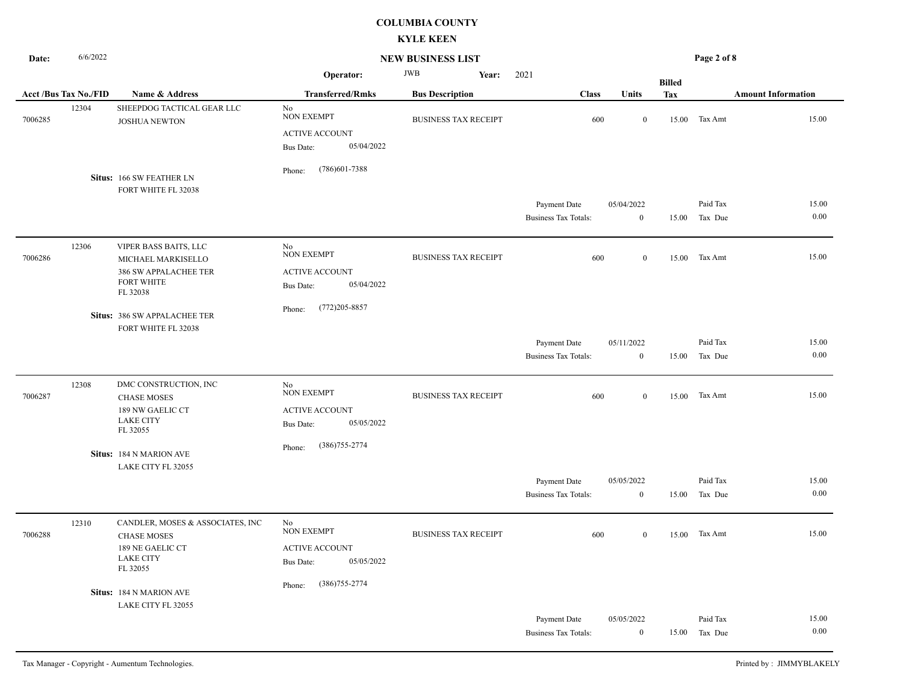# COLUMBIA COUNTY

## KYLE KEEN

**Date:** 6/6/2022

## NEW BUSINESS LIST

**Operator:** JWB **Year:** 2021

| Acct /Bus Tax No./FID | | Name & Address | Transferred/Rmks | Bus Description | Class | Units | Billed Tax | Amount Information | |
|---|---|---|---|---|---|---|---|---|---|
| 7006285 | 12304 | SHEEPDOG TACTICAL GEAR LLC<br>JOSHUA NEWTON<br><br>**Situs:** 166 SW FEATHER LN<br>FORT WHITE FL 32038 | No<br>NON EXEMPT<br>ACTIVE ACCOUNT<br>Bus Date: 05/04/2022<br>Phone: (786)601-7388 | BUSINESS TAX RECEIPT | 600 | 0 | 15.00 | Tax Amt | 15.00 |
| | | | | | Payment Date | 05/04/2022 | | Paid Tax | 15.00 |
| | | | | | Business Tax Totals: | 0 | 15.00 | Tax Due | 0.00 |
| 7006286 | 12306 | VIPER BASS BAITS, LLC<br>MICHAEL MARKISELLO<br>386 SW APPALACHEE TER<br>FORT WHITE<br>FL 32038<br><br>**Situs:** 386 SW APPALACHEE TER<br>FORT WHITE FL 32038 | No<br>NON EXEMPT<br>ACTIVE ACCOUNT<br>Bus Date: 05/04/2022<br>Phone: (772)205-8857 | BUSINESS TAX RECEIPT | 600 | 0 | 15.00 | Tax Amt | 15.00 |
| | | | | | Payment Date | 05/11/2022 | | Paid Tax | 15.00 |
| | | | | | Business Tax Totals: | 0 | 15.00 | Tax Due | 0.00 |
| 7006287 | 12308 | DMC CONSTRUCTION, INC<br>CHASE MOSES<br>189 NW GAELIC CT<br>LAKE CITY<br>FL 32055<br><br>**Situs:** 184 N MARION AVE<br>LAKE CITY FL 32055 | No<br>NON EXEMPT<br>ACTIVE ACCOUNT<br>Bus Date: 05/05/2022<br>Phone: (386)755-2774 | BUSINESS TAX RECEIPT | 600 | 0 | 15.00 | Tax Amt | 15.00 |
| | | | | | Payment Date | 05/05/2022 | | Paid Tax | 15.00 |
| | | | | | Business Tax Totals: | 0 | 15.00 | Tax Due | 0.00 |
| 7006288 | 12310 | CANDLER, MOSES & ASSOCIATES, INC<br>CHASE MOSES<br>189 NE GAELIC CT<br>LAKE CITY<br>FL 32055<br><br>**Situs:** 184 N MARION AVE<br>LAKE CITY FL 32055 | No<br>NON EXEMPT<br>ACTIVE ACCOUNT<br>Bus Date: 05/05/2022<br>Phone: (386)755-2774 | BUSINESS TAX RECEIPT | 600 | 0 | 15.00 | Tax Amt | 15.00 |
| | | | | | Payment Date | 05/05/2022 | | Paid Tax | 15.00 |
| | | | | | Business Tax Totals: | 0 | 15.00 | Tax Due | 0.00 |

Tax Manager - Copyright - Aumentum Technologies.

Printed by : JIMMYBLAKELY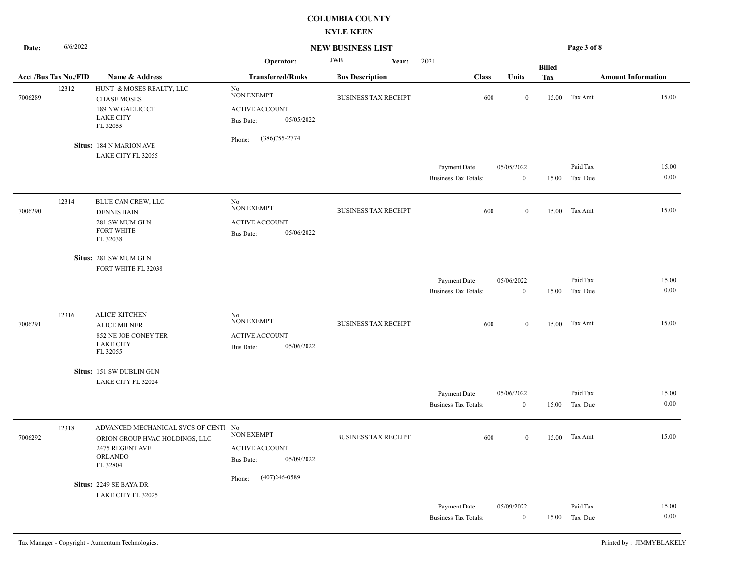# COLUMBIA COUNTY

## KYLE KEEN

**Date:** 6/6/2022

## NEW BUSINESS LIST

**Operator:** JWB **Year:** 2021

| Acct /Bus Tax No./FID | Name & Address | Transferred/Rmks | Bus Description | Class | Units | Billed Tax | Amount Information | |
|---|---|---|---|---|---|---|---|---|
| 12312 | HUNT & MOSES REALTY, LLC | No | | | | | | |
| 7006289 | CHASE MOSES | NON EXEMPT | BUSINESS TAX RECEIPT | 600 | 0 | 15.00 | Tax Amt | 15.00 |
| | 189 NW GAELIC CT | ACTIVE ACCOUNT | | | | | | |
| | LAKE CITY FL 32055 | Bus Date: 05/05/2022 | | | | | | |
| | | Phone: (386)755-2774 | | | | | | |
| | **Situs:** 184 N MARION AVE LAKE CITY FL 32055 | | | | | | | |
| | | | | Payment Date | 05/05/2022 | | Paid Tax | 15.00 |
| | | | | Business Tax Totals: | 0 | 15.00 | Tax Due | 0.00 |
| 12314 | BLUE CAN CREW, LLC | No | | | | | | |
| 7006290 | DENNIS BAIN | NON EXEMPT | BUSINESS TAX RECEIPT | 600 | 0 | 15.00 | Tax Amt | 15.00 |
| | 281 SW MUM GLN | ACTIVE ACCOUNT | | | | | | |
| | FORT WHITE FL 32038 | Bus Date: 05/06/2022 | | | | | | |
| | **Situs:** 281 SW MUM GLN FORT WHITE FL 32038 | | | | | | | |
| | | | | Payment Date | 05/06/2022 | | Paid Tax | 15.00 |
| | | | | Business Tax Totals: | 0 | 15.00 | Tax Due | 0.00 |
| 12316 | ALICE' KITCHEN | No | | | | | | |
| 7006291 | ALICE MILNER | NON EXEMPT | BUSINESS TAX RECEIPT | 600 | 0 | 15.00 | Tax Amt | 15.00 |
| | 852 NE JOE CONEY TER | ACTIVE ACCOUNT | | | | | | |
| | LAKE CITY FL 32055 | Bus Date: 05/06/2022 | | | | | | |
| | **Situs:** 151 SW DUBLIN GLN LAKE CITY FL 32024 | | | | | | | |
| | | | | Payment Date | 05/06/2022 | | Paid Tax | 15.00 |
| | | | | Business Tax Totals: | 0 | 15.00 | Tax Due | 0.00 |
| 12318 | ADVANCED MECHANICAL SVCS OF CENTI | No | | | | | | |
| 7006292 | ORION GROUP HVAC HOLDINGS, LLC | NON EXEMPT | BUSINESS TAX RECEIPT | 600 | 0 | 15.00 | Tax Amt | 15.00 |
| | 2475 REGENT AVE | ACTIVE ACCOUNT | | | | | | |
| | ORLANDO FL 32804 | Bus Date: 05/09/2022 | | | | | | |
| | | Phone: (407)246-0589 | | | | | | |
| | **Situs:** 2249 SE BAYA DR LAKE CITY FL 32025 | | | | | | | |
| | | | | Payment Date | 05/09/2022 | | Paid Tax | 15.00 |
| | | | | Business Tax Totals: | 0 | 15.00 | Tax Due | 0.00 |

Tax Manager - Copyright - Aumentum Technologies.

Printed by : JIMMYBLAKELY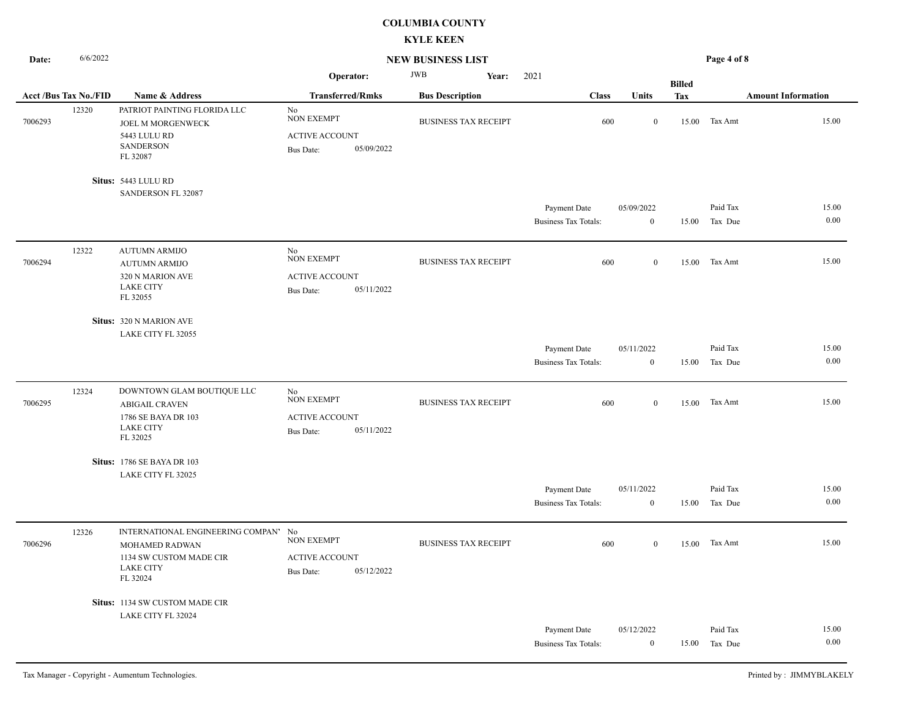**COLUMBIA COUNTY**

**KYLE KEEN**

**Date:** 6/6/2022

**NEW BUSINESS LIST**

**Operator:** JWB **Year:** 2021

| Acct /Bus Tax No./FID | Name & Address | Transferred/Rmks | Bus Description | Class | Units | Billed Tax | Amount Information | |
|---|---|---|---|---|---|---|---|---|
| 12320<br>7006293 | PATRIOT PAINTING FLORIDA LLC<br>JOEL M MORGENWECK<br>5443 LULU RD<br>SANDERSON<br>FL 32087 | No<br>NON EXEMPT<br>ACTIVE ACCOUNT<br>Bus Date: 05/09/2022 | BUSINESS TAX RECEIPT | 600 | 0 | 15.00 | Tax Amt | 15.00 |
| | **Situs:** 5443 LULU RD<br>SANDERSON FL 32087 | | | | | | | |
| | | | | Payment Date | 05/09/2022 | | Paid Tax | 15.00 |
| | | | | Business Tax Totals: | 0 | 15.00 | Tax Due | 0.00 |
| 12322<br>7006294 | AUTUMN ARMIJO<br>AUTUMN ARMIJO<br>320 N MARION AVE<br>LAKE CITY<br>FL 32055 | No<br>NON EXEMPT<br>ACTIVE ACCOUNT<br>Bus Date: 05/11/2022 | BUSINESS TAX RECEIPT | 600 | 0 | 15.00 | Tax Amt | 15.00 |
| | **Situs:** 320 N MARION AVE<br>LAKE CITY FL 32055 | | | | | | | |
| | | | | Payment Date | 05/11/2022 | | Paid Tax | 15.00 |
| | | | | Business Tax Totals: | 0 | 15.00 | Tax Due | 0.00 |
| 12324<br>7006295 | DOWNTOWN GLAM BOUTIQUE LLC<br>ABIGAIL CRAVEN<br>1786 SE BAYA DR 103<br>LAKE CITY<br>FL 32025 | No<br>NON EXEMPT<br>ACTIVE ACCOUNT<br>Bus Date: 05/11/2022 | BUSINESS TAX RECEIPT | 600 | 0 | 15.00 | Tax Amt | 15.00 |
| | **Situs:** 1786 SE BAYA DR 103<br>LAKE CITY FL 32025 | | | | | | | |
| | | | | Payment Date | 05/11/2022 | | Paid Tax | 15.00 |
| | | | | Business Tax Totals: | 0 | 15.00 | Tax Due | 0.00 |
| 12326<br>7006296 | INTERNATIONAL ENGINEERING COMPAN'<br>MOHAMED RADWAN<br>1134 SW CUSTOM MADE CIR<br>LAKE CITY<br>FL 32024 | No<br>NON EXEMPT<br>ACTIVE ACCOUNT<br>Bus Date: 05/12/2022 | BUSINESS TAX RECEIPT | 600 | 0 | 15.00 | Tax Amt | 15.00 |
| | **Situs:** 1134 SW CUSTOM MADE CIR<br>LAKE CITY FL 32024 | | | | | | | |
| | | | | Payment Date | 05/12/2022 | | Paid Tax | 15.00 |
| | | | | Business Tax Totals: | 0 | 15.00 | Tax Due | 0.00 |

Tax Manager - Copyright - Aumentum Technologies. Printed by : JIMMYBLAKELY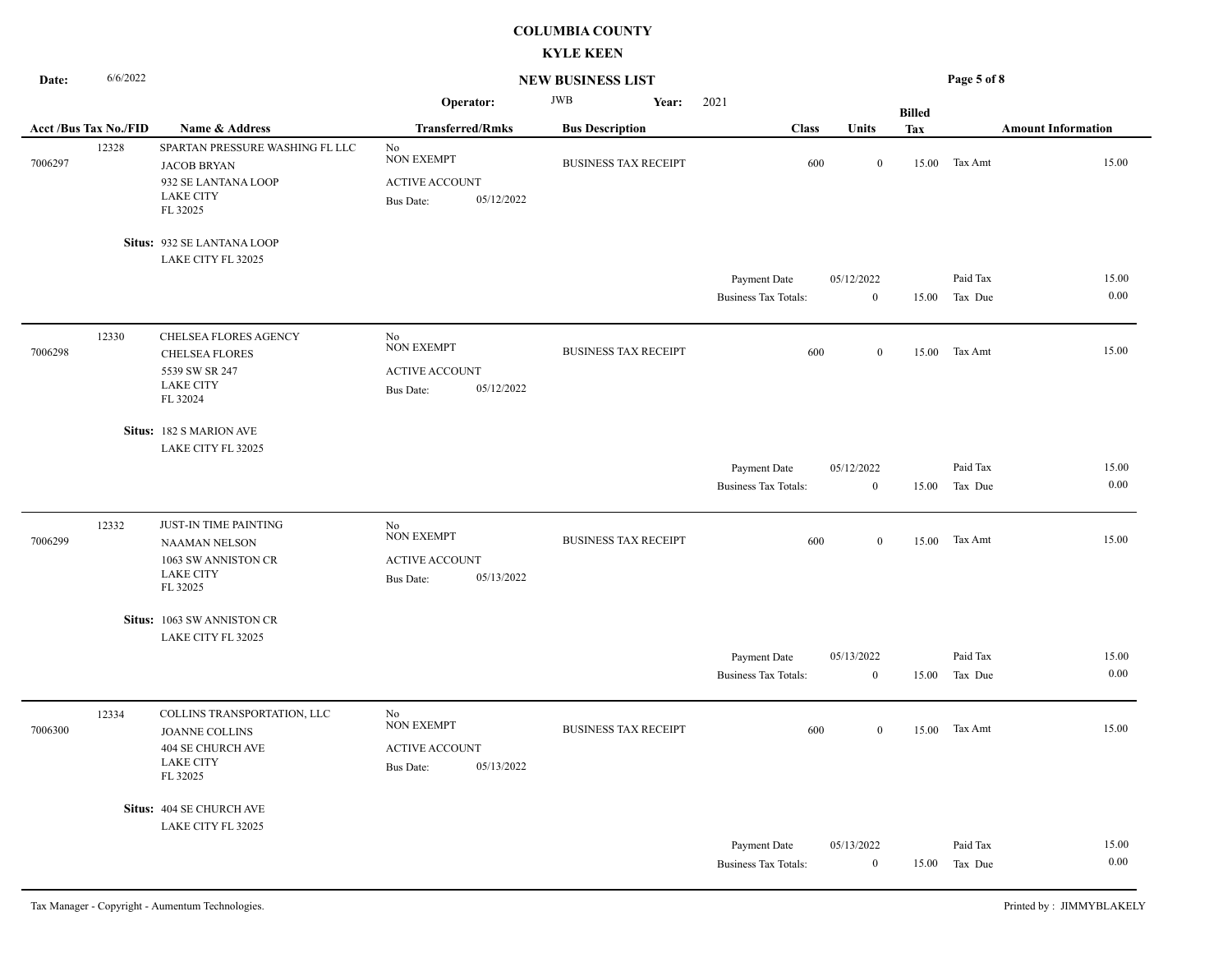**COLUMBIA COUNTY**

**KYLE KEEN**

**Date:** 6/6/2022

**NEW BUSINESS LIST**

**Operator:** JWB **Year:** 2021

| Acct /Bus Tax No./FID | Name & Address | Transferred/Rmks | Bus Description | Class | Units | Billed Tax | Amount Information | |
|---|---|---|---|---|---|---|---|---|
| 12328<br>7006297 | SPARTAN PRESSURE WASHING FL LLC<br>JACOB BRYAN<br>932 SE LANTANA LOOP<br>LAKE CITY<br>FL 32025 | No<br>NON EXEMPT<br>ACTIVE ACCOUNT<br>Bus Date: 05/12/2022 | BUSINESS TAX RECEIPT | 600 | 0 | 15.00 | Tax Amt | 15.00 |
| | **Situs:** 932 SE LANTANA LOOP<br>LAKE CITY FL 32025 | | | | | | | |
| | | | | Payment Date | 05/12/2022 | | Paid Tax | 15.00 |
| | | | | Business Tax Totals: | 0 | 15.00 | Tax Due | 0.00 |
| 12330<br>7006298 | CHELSEA FLORES AGENCY<br>CHELSEA FLORES<br>5539 SW SR 247<br>LAKE CITY<br>FL 32024 | No<br>NON EXEMPT<br>ACTIVE ACCOUNT<br>Bus Date: 05/12/2022 | BUSINESS TAX RECEIPT | 600 | 0 | 15.00 | Tax Amt | 15.00 |
| | **Situs:** 182 S MARION AVE<br>LAKE CITY FL 32025 | | | | | | | |
| | | | | Payment Date | 05/12/2022 | | Paid Tax | 15.00 |
| | | | | Business Tax Totals: | 0 | 15.00 | Tax Due | 0.00 |
| 12332<br>7006299 | JUST-IN TIME PAINTING<br>NAAMAN NELSON<br>1063 SW ANNISTON CR<br>LAKE CITY<br>FL 32025 | No<br>NON EXEMPT<br>ACTIVE ACCOUNT<br>Bus Date: 05/13/2022 | BUSINESS TAX RECEIPT | 600 | 0 | 15.00 | Tax Amt | 15.00 |
| | **Situs:** 1063 SW ANNISTON CR<br>LAKE CITY FL 32025 | | | | | | | |
| | | | | Payment Date | 05/13/2022 | | Paid Tax | 15.00 |
| | | | | Business Tax Totals: | 0 | 15.00 | Tax Due | 0.00 |
| 12334<br>7006300 | COLLINS TRANSPORTATION, LLC<br>JOANNE COLLINS<br>404 SE CHURCH AVE<br>LAKE CITY<br>FL 32025 | No<br>NON EXEMPT<br>ACTIVE ACCOUNT<br>Bus Date: 05/13/2022 | BUSINESS TAX RECEIPT | 600 | 0 | 15.00 | Tax Amt | 15.00 |
| | **Situs:** 404 SE CHURCH AVE<br>LAKE CITY FL 32025 | | | | | | | |
| | | | | Payment Date | 05/13/2022 | | Paid Tax | 15.00 |
| | | | | Business Tax Totals: | 0 | 15.00 | Tax Due | 0.00 |

Tax Manager - Copyright - Aumentum Technologies. Printed by : JIMMYBLAKELY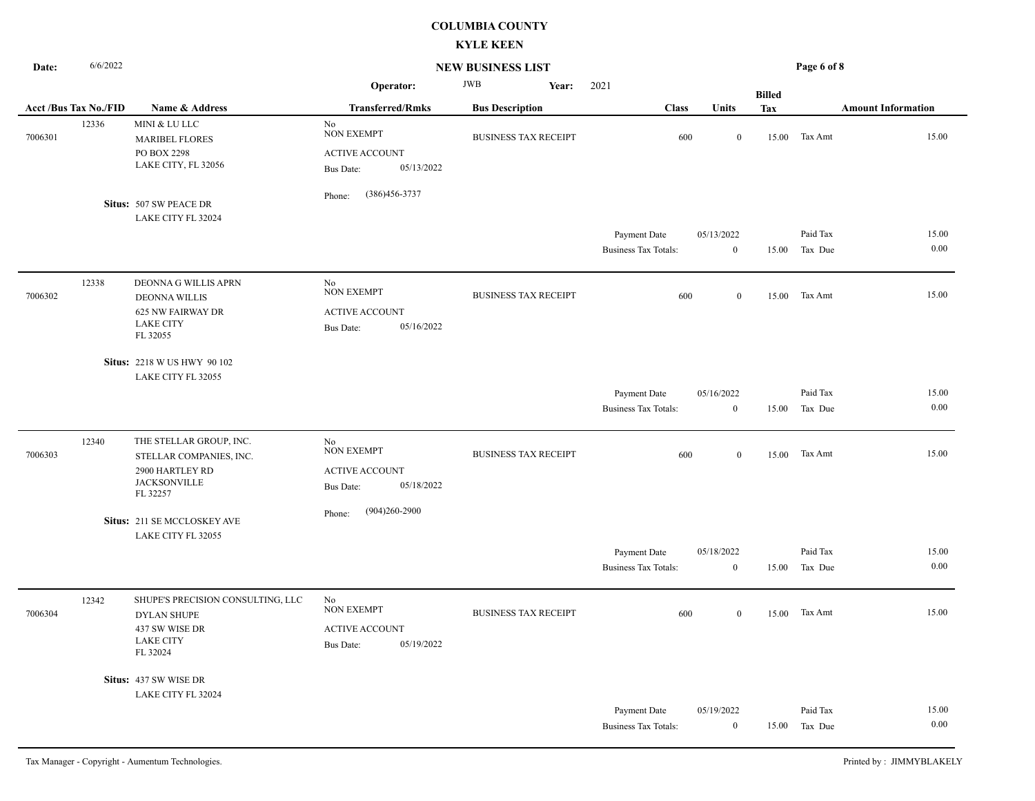# COLUMBIA COUNTY

## KYLE KEEN

**Date:** 6/6/2022

## NEW BUSINESS LIST

**Operator:** JWB **Year:** 2021

| Acct /Bus Tax No./FID | Name & Address | Transferred/Rmks | Bus Description | Class | Units | Billed Tax | Amount Information | |
|---|---|---|---|---|---|---|---|---|
| 12336 / 7006301 | MINI & LU LLC<br>MARIBEL FLORES<br>PO BOX 2298<br>LAKE CITY, FL 32056<br>**Situs:** 507 SW PEACE DR<br>LAKE CITY FL 32024 | No<br>NON EXEMPT<br>ACTIVE ACCOUNT<br>Bus Date: 05/13/2022<br>Phone: (386)456-3737 | BUSINESS TAX RECEIPT | 600 | 0 | 15.00 | Tax Amt | 15.00 |
| | | | Payment Date | | 05/13/2022 | | Paid Tax | 15.00 |
| | | | Business Tax Totals: | | 0 | 15.00 | Tax Due | 0.00 |
| 12338 / 7006302 | DEONNA G WILLIS APRN<br>DEONNA WILLIS<br>625 NW FAIRWAY DR<br>LAKE CITY<br>FL 32055<br>**Situs:** 2218 W US HWY 90 102<br>LAKE CITY FL 32055 | No<br>NON EXEMPT<br>ACTIVE ACCOUNT<br>Bus Date: 05/16/2022 | BUSINESS TAX RECEIPT | 600 | 0 | 15.00 | Tax Amt | 15.00 |
| | | | Payment Date | | 05/16/2022 | | Paid Tax | 15.00 |
| | | | Business Tax Totals: | | 0 | 15.00 | Tax Due | 0.00 |
| 12340 / 7006303 | THE STELLAR GROUP, INC.<br>STELLAR COMPANIES, INC.<br>2900 HARTLEY RD<br>JACKSONVILLE<br>FL 32257<br>**Situs:** 211 SE MCCLOSKEY AVE<br>LAKE CITY FL 32055 | No<br>NON EXEMPT<br>ACTIVE ACCOUNT<br>Bus Date: 05/18/2022<br>Phone: (904)260-2900 | BUSINESS TAX RECEIPT | 600 | 0 | 15.00 | Tax Amt | 15.00 |
| | | | Payment Date | | 05/18/2022 | | Paid Tax | 15.00 |
| | | | Business Tax Totals: | | 0 | 15.00 | Tax Due | 0.00 |
| 12342 / 7006304 | SHUPE'S PRECISION CONSULTING, LLC<br>DYLAN SHUPE<br>437 SW WISE DR<br>LAKE CITY<br>FL 32024<br>**Situs:** 437 SW WISE DR<br>LAKE CITY FL 32024 | No<br>NON EXEMPT<br>ACTIVE ACCOUNT<br>Bus Date: 05/19/2022 | BUSINESS TAX RECEIPT | 600 | 0 | 15.00 | Tax Amt | 15.00 |
| | | | Payment Date | | 05/19/2022 | | Paid Tax | 15.00 |
| | | | Business Tax Totals: | | 0 | 15.00 | Tax Due | 0.00 |

Tax Manager - Copyright - Aumentum Technologies.

Printed by : JIMMYBLAKELY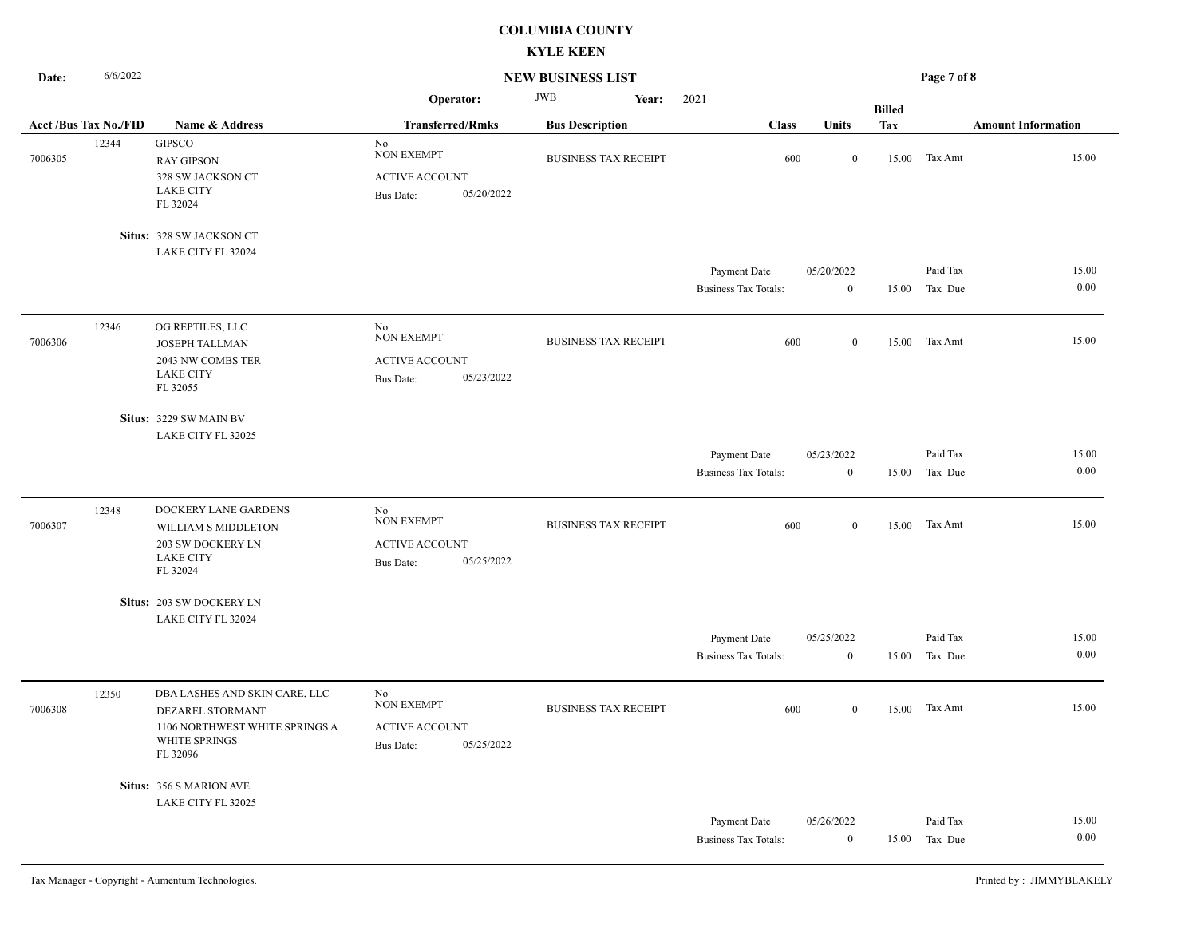# COLUMBIA COUNTY

## KYLE KEEN

## NEW BUSINESS LIST

Date: 6/6/2022

Operator: JWB Year: 2021

| Acct /Bus Tax No./FID | Name & Address | Transferred/Rmks | Bus Description | Class | Units | Billed Tax | Amount Information | |
|---|---|---|---|---|---|---|---|---|
| 12344 / 7006305 | GIPSCO<br>RAY GIPSON<br>328 SW JACKSON CT<br>LAKE CITY<br>FL 32024 | No<br>NON EXEMPT<br>ACTIVE ACCOUNT<br>Bus Date: 05/20/2022 | BUSINESS TAX RECEIPT | 600 | 0 | 15.00 | Tax Amt | 15.00 |
| | Situs: 328 SW JACKSON CT<br>LAKE CITY FL 32024 | | | | | | | |
| | | | | Payment Date | 05/20/2022 | | Paid Tax | 15.00 |
| | | | | Business Tax Totals: | 0 | 15.00 | Tax Due | 0.00 |
| 12346 / 7006306 | OG REPTILES, LLC<br>JOSEPH TALLMAN<br>2043 NW COMBS TER<br>LAKE CITY<br>FL 32055 | No<br>NON EXEMPT<br>ACTIVE ACCOUNT<br>Bus Date: 05/23/2022 | BUSINESS TAX RECEIPT | 600 | 0 | 15.00 | Tax Amt | 15.00 |
| | Situs: 3229 SW MAIN BV<br>LAKE CITY FL 32025 | | | | | | | |
| | | | | Payment Date | 05/23/2022 | | Paid Tax | 15.00 |
| | | | | Business Tax Totals: | 0 | 15.00 | Tax Due | 0.00 |
| 12348 / 7006307 | DOCKERY LANE GARDENS<br>WILLIAM S MIDDLETON<br>203 SW DOCKERY LN<br>LAKE CITY<br>FL 32024 | No<br>NON EXEMPT<br>ACTIVE ACCOUNT<br>Bus Date: 05/25/2022 | BUSINESS TAX RECEIPT | 600 | 0 | 15.00 | Tax Amt | 15.00 |
| | Situs: 203 SW DOCKERY LN<br>LAKE CITY FL 32024 | | | | | | | |
| | | | | Payment Date | 05/25/2022 | | Paid Tax | 15.00 |
| | | | | Business Tax Totals: | 0 | 15.00 | Tax Due | 0.00 |
| 12350 / 7006308 | DBA LASHES AND SKIN CARE, LLC<br>DEZAREL STORMANT<br>1106 NORTHWEST WHITE SPRINGS A<br>WHITE SPRINGS<br>FL 32096 | No<br>NON EXEMPT<br>ACTIVE ACCOUNT<br>Bus Date: 05/25/2022 | BUSINESS TAX RECEIPT | 600 | 0 | 15.00 | Tax Amt | 15.00 |
| | Situs: 356 S MARION AVE<br>LAKE CITY FL 32025 | | | | | | | |
| | | | | Payment Date | 05/26/2022 | | Paid Tax | 15.00 |
| | | | | Business Tax Totals: | 0 | 15.00 | Tax Due | 0.00 |

Tax Manager - Copyright - Aumentum Technologies.

Printed by : JIMMYBLAKELY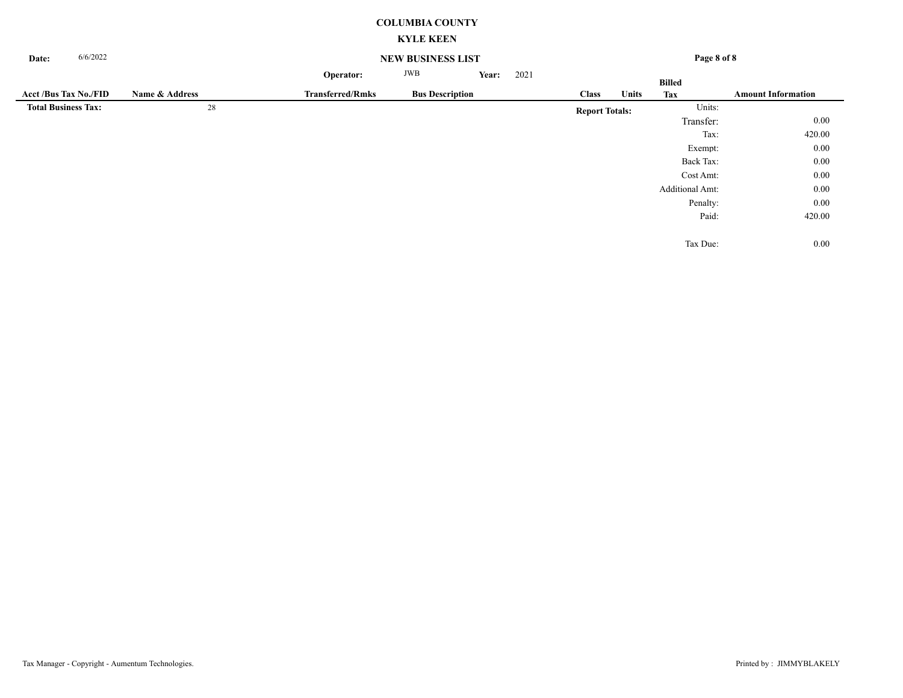**COLUMBIA COUNTY**

**KYLE KEEN**

**Date:** 6/6/2022

**NEW BUSINESS LIST**

**Operator:** JWB **Year:** 2021

| Acct /Bus Tax No./FID | Name & Address | Transferred/Rmks | Bus Description | Class | Units | Billed Tax | Amount Information |
|---|---|---|---|---|---|---|---|
| **Total Business Tax:** | 28 | | | **Report Totals:** | | Units: | |
| | | | | | | Transfer: | 0.00 |
| | | | | | | Tax: | 420.00 |
| | | | | | | Exempt: | 0.00 |
| | | | | | | Back Tax: | 0.00 |
| | | | | | | Cost Amt: | 0.00 |
| | | | | | | Additional Amt: | 0.00 |
| | | | | | | Penalty: | 0.00 |
| | | | | | | Paid: | 420.00 |
| | | | | | | Tax Due: | 0.00 |

Tax Manager - Copyright - Aumentum Technologies.

Printed by : JIMMYBLAKELY